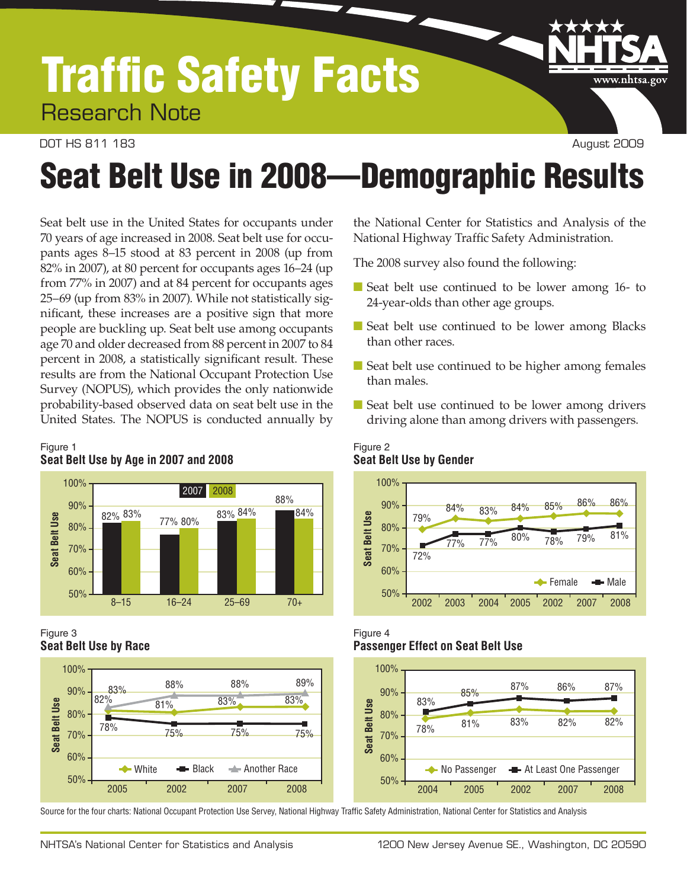# Traffic Safety Facts

Research Note

DOT HS 811 183 August 2009

# Seat Belt Use in 2008—Demographic Results

Seat belt use in the United States for occupants under 70 years of age increased in 2008. Seat belt use for occupants ages 8–15 stood at 83 percent in 2008 (up from 82% in 2007), at 80 percent for occupants ages 16–24 (up from 77% in 2007) and at 84 percent for occupants ages 25–69 (up from 83% in 2007). While not statistically significant, these increases are a positive sign that more people are buckling up. Seat belt use among occupants age 70 and older decreased from 88 percent in 2007 to 84 percent in 2008, a statistically significant result. These results are from the National Occupant Protection Use Survey (NOPUS), which provides the only nationwide probability-based observed data on seat belt use in the United States. The NOPUS is conducted annually by the National Center for Statistics and Analysis of the National Highway Traffic Safety Administration.

The 2008 survey also found the following:

- Seat belt use continued to be lower among 16- to 24-year-olds than other age groups.
- Seat belt use continued to be lower among Blacks than other races.
- Seat belt use continued to be higher among females than males.
- Seat belt use continued to be lower among drivers driving alone than among drivers with passengers.

Figure 1
**Seat Belt Use by Age in 2007 and 2008**

| Age | 2007 | 2008 |
|---|---|---|
| 8–15 | 82% | 83% |
| 16–24 | 77% | 80% |
| 25–69 | 83% | 84% |
| 70+ | 88% | 84% |

Figure 2
**Seat Belt Use by Gender**

| Year | Female | Male |
|---|---|---|
| 2002 | 79% | 72% |
| 2003 | 84% | 77% |
| 2004 | 83% | 77% |
| 2005 | 84% | 80% |
| 2002 | 85% | 78% |
| 2007 | 86% | 79% |
| 2008 | 86% | 81% |

Figure 3
**Seat Belt Use by Race**

| Year | White | Black | Another Race |
|---|---|---|---|
| 2005 | 82% | 78% | 83% |
| 2002 | 81% | 75% | 88% |
| 2007 | 83% | 75% | 88% |
| 2008 | 83% | 75% | 89% |

Figure 4
**Passenger Effect on Seat Belt Use**

| Year | No Passenger | At Least One Passenger |
|---|---|---|
| 2004 | 78% | 83% |
| 2005 | 81% | 85% |
| 2002 | 83% | 87% |
| 2007 | 82% | 86% |
| 2008 | 82% | 87% |

Source for the four charts: National Occupant Protection Use Servey, National Highway Traffic Safety Administration, National Center for Statistics and Analysis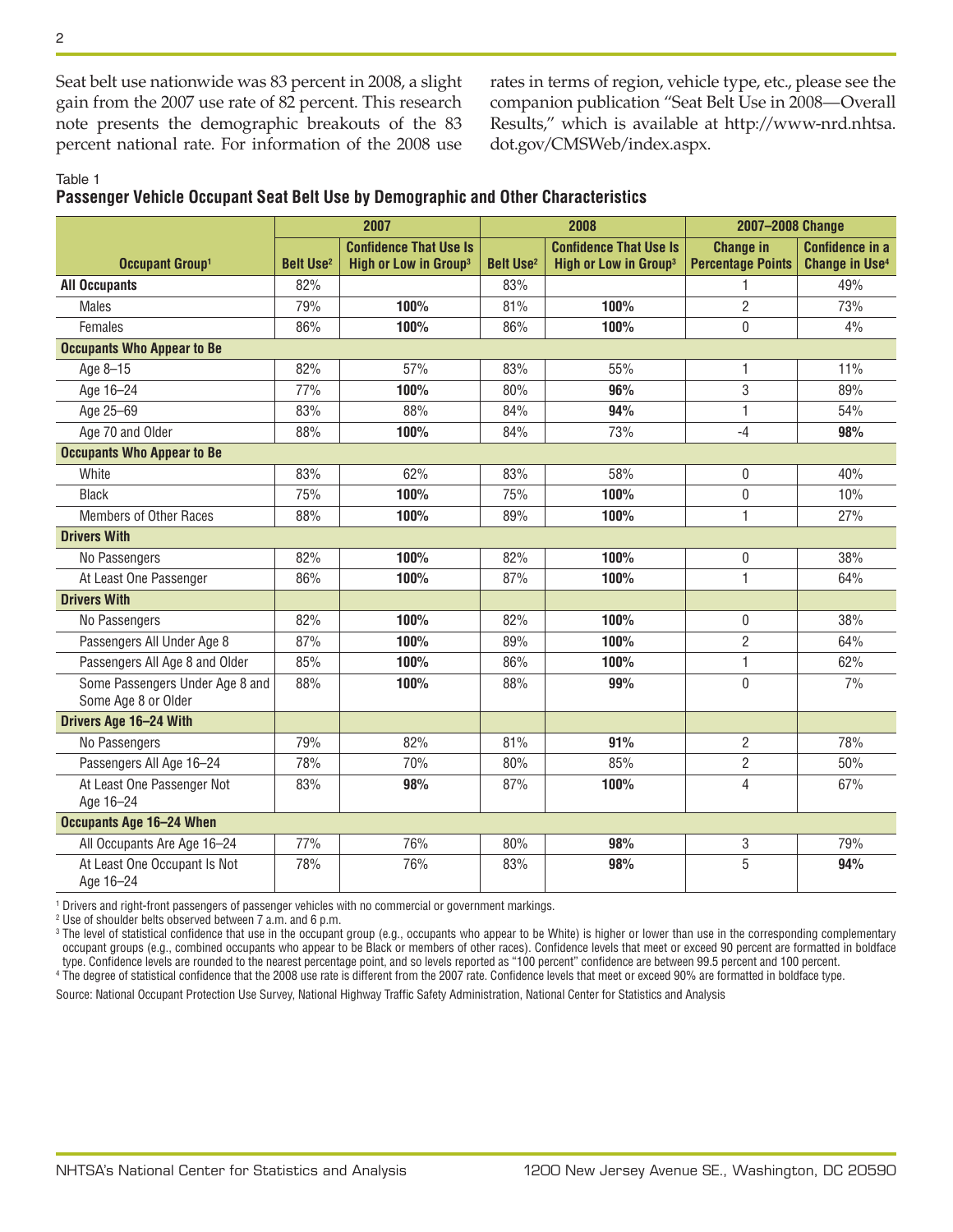Seat belt use nationwide was 83 percent in 2008, a slight gain from the 2007 use rate of 82 percent. This research note presents the demographic breakouts of the 83 percent national rate. For information of the 2008 use rates in terms of region, vehicle type, etc., please see the companion publication "Seat Belt Use in 2008—Overall Results," which is available at http://www-nrd.nhtsa.dot.gov/CMSWeb/index.aspx.

Table 1

**Passenger Vehicle Occupant Seat Belt Use by Demographic and Other Characteristics**

| | 2007 | | 2008 | | 2007–2008 Change | |
|---|---|---|---|---|---|---|
| **Occupant Group**[1] | **Belt Use**[2] | **Confidence That Use Is High or Low in Group**[3] | **Belt Use**[2] | **Confidence That Use Is High or Low in Group**[3] | **Change in Percentage Points** | **Confidence in a Change in Use**[4] |
| **All Occupants** | 82% | | 83% | | 1 | 49% |
| Males | 79% | **100%** | 81% | **100%** | 2 | 73% |
| Females | 86% | **100%** | 86% | **100%** | 0 | 4% |
| **Occupants Who Appear to Be** | | | | | | |
| Age 8–15 | 82% | 57% | 83% | 55% | 1 | 11% |
| Age 16–24 | 77% | **100%** | 80% | **96%** | 3 | 89% |
| Age 25–69 | 83% | 88% | 84% | **94%** | 1 | 54% |
| Age 70 and Older | 88% | **100%** | 84% | 73% | -4 | **98%** |
| **Occupants Who Appear to Be** | | | | | | |
| White | 83% | 62% | 83% | 58% | 0 | 40% |
| Black | 75% | **100%** | 75% | **100%** | 0 | 10% |
| Members of Other Races | 88% | **100%** | 89% | **100%** | 1 | 27% |
| **Drivers With** | | | | | | |
| No Passengers | 82% | **100%** | 82% | **100%** | 0 | 38% |
| At Least One Passenger | 86% | **100%** | 87% | **100%** | 1 | 64% |
| **Drivers With** | | | | | | |
| No Passengers | 82% | **100%** | 82% | **100%** | 0 | 38% |
| Passengers All Under Age 8 | 87% | **100%** | 89% | **100%** | 2 | 64% |
| Passengers All Age 8 and Older | 85% | **100%** | 86% | **100%** | 1 | 62% |
| Some Passengers Under Age 8 and Some Age 8 or Older | 88% | **100%** | 88% | **99%** | 0 | 7% |
| **Drivers Age 16–24 With** | | | | | | |
| No Passengers | 79% | 82% | 81% | **91%** | 2 | 78% |
| Passengers All Age 16–24 | 78% | 70% | 80% | 85% | 2 | 50% |
| At Least One Passenger Not Age 16–24 | 83% | **98%** | 87% | **100%** | 4 | 67% |
| **Occupants Age 16–24 When** | | | | | | |
| All Occupants Are Age 16–24 | 77% | 76% | 80% | **98%** | 3 | 79% |
| At Least One Occupant Is Not Age 16–24 | 78% | 76% | 83% | **98%** | 5 | **94%** |

[1] Drivers and right-front passengers of passenger vehicles with no commercial or government markings.

[2] Use of shoulder belts observed between 7 a.m. and 6 p.m.

[3] The level of statistical confidence that use in the occupant group (e.g., occupants who appear to be White) is higher or lower than use in the corresponding complementary occupant groups (e.g., combined occupants who appear to be Black or members of other races). Confidence levels that meet or exceed 90 percent are formatted in boldface type. Confidence levels are rounded to the nearest percentage point, and so levels reported as "100 percent" confidence are between 99.5 percent and 100 percent.

[4] The degree of statistical confidence that the 2008 use rate is different from the 2007 rate. Confidence levels that meet or exceed 90% are formatted in boldface type.

Source: National Occupant Protection Use Survey, National Highway Traffic Safety Administration, National Center for Statistics and Analysis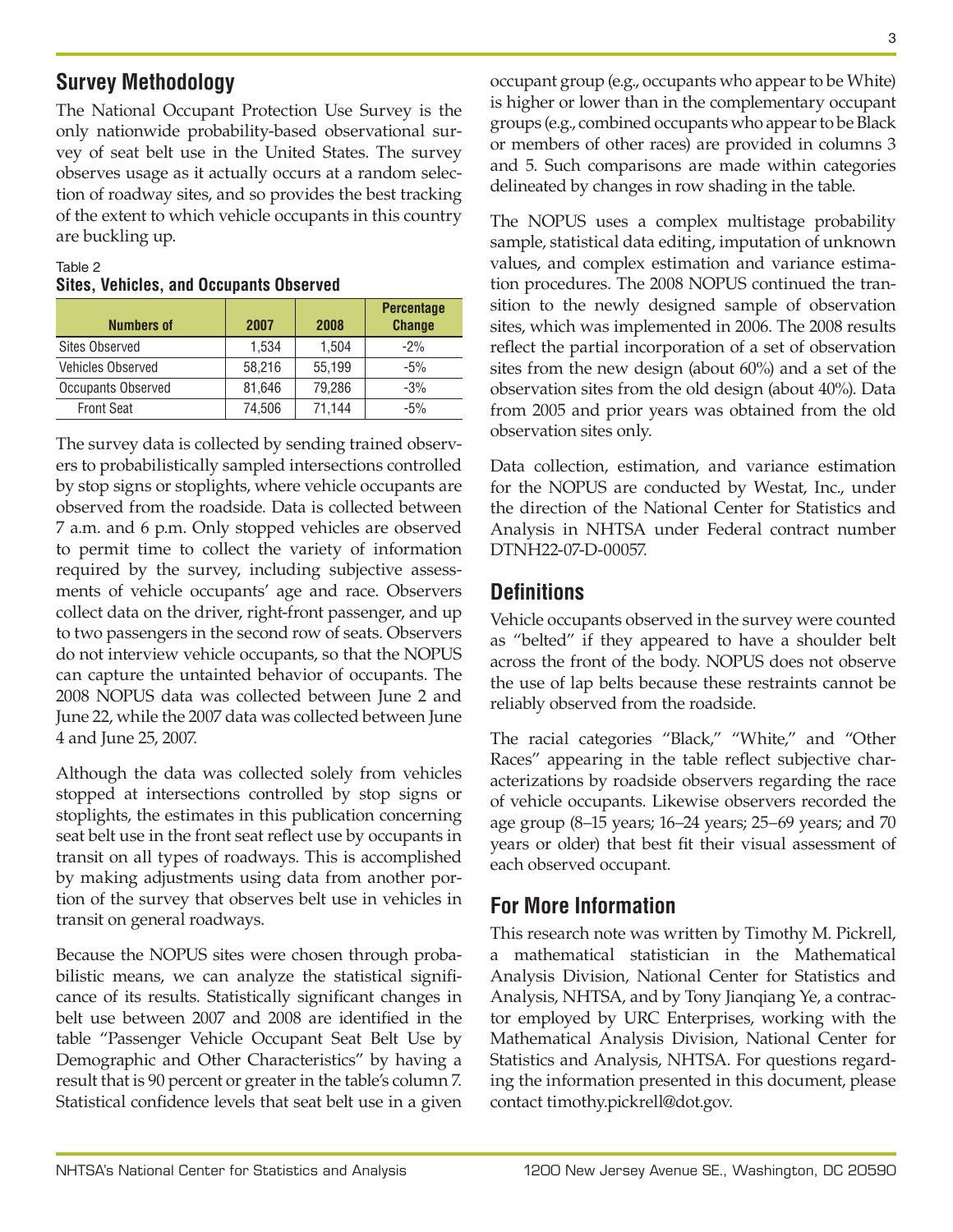## Survey Methodology

The National Occupant Protection Use Survey is the only nationwide probability-based observational survey of seat belt use in the United States. The survey observes usage as it actually occurs at a random selection of roadway sites, and so provides the best tracking of the extent to which vehicle occupants in this country are buckling up.

Table 2
**Sites, Vehicles, and Occupants Observed**

| Numbers of | 2007 | 2008 | Percentage Change |
|---|---|---|---|
| Sites Observed | 1,534 | 1,504 | -2% |
| Vehicles Observed | 58,216 | 55,199 | -5% |
| Occupants Observed | 81,646 | 79,286 | -3% |
| Front Seat | 74,506 | 71,144 | -5% |

The survey data is collected by sending trained observers to probabilistically sampled intersections controlled by stop signs or stoplights, where vehicle occupants are observed from the roadside. Data is collected between 7 a.m. and 6 p.m. Only stopped vehicles are observed to permit time to collect the variety of information required by the survey, including subjective assessments of vehicle occupants' age and race. Observers collect data on the driver, right-front passenger, and up to two passengers in the second row of seats. Observers do not interview vehicle occupants, so that the NOPUS can capture the untainted behavior of occupants. The 2008 NOPUS data was collected between June 2 and June 22, while the 2007 data was collected between June 4 and June 25, 2007.

Although the data was collected solely from vehicles stopped at intersections controlled by stop signs or stoplights, the estimates in this publication concerning seat belt use in the front seat reflect use by occupants in transit on all types of roadways. This is accomplished by making adjustments using data from another portion of the survey that observes belt use in vehicles in transit on general roadways.

Because the NOPUS sites were chosen through probabilistic means, we can analyze the statistical significance of its results. Statistically significant changes in belt use between 2007 and 2008 are identified in the table "Passenger Vehicle Occupant Seat Belt Use by Demographic and Other Characteristics" by having a result that is 90 percent or greater in the table's column 7. Statistical confidence levels that seat belt use in a given occupant group (e.g., occupants who appear to be White) is higher or lower than in the complementary occupant groups (e.g., combined occupants who appear to be Black or members of other races) are provided in columns 3 and 5. Such comparisons are made within categories delineated by changes in row shading in the table.

The NOPUS uses a complex multistage probability sample, statistical data editing, imputation of unknown values, and complex estimation and variance estimation procedures. The 2008 NOPUS continued the transition to the newly designed sample of observation sites, which was implemented in 2006. The 2008 results reflect the partial incorporation of a set of observation sites from the new design (about 60%) and a set of the observation sites from the old design (about 40%). Data from 2005 and prior years was obtained from the old observation sites only.

Data collection, estimation, and variance estimation for the NOPUS are conducted by Westat, Inc., under the direction of the National Center for Statistics and Analysis in NHTSA under Federal contract number DTNH22-07-D-00057.

## Definitions

Vehicle occupants observed in the survey were counted as "belted" if they appeared to have a shoulder belt across the front of the body. NOPUS does not observe the use of lap belts because these restraints cannot be reliably observed from the roadside.

The racial categories "Black," "White," and "Other Races" appearing in the table reflect subjective characterizations by roadside observers regarding the race of vehicle occupants. Likewise observers recorded the age group (8–15 years; 16–24 years; 25–69 years; and 70 years or older) that best fit their visual assessment of each observed occupant.

## For More Information

This research note was written by Timothy M. Pickrell, a mathematical statistician in the Mathematical Analysis Division, National Center for Statistics and Analysis, NHTSA, and by Tony Jianqiang Ye, a contractor employed by URC Enterprises, working with the Mathematical Analysis Division, National Center for Statistics and Analysis, NHTSA. For questions regarding the information presented in this document, please contact timothy.pickrell@dot.gov.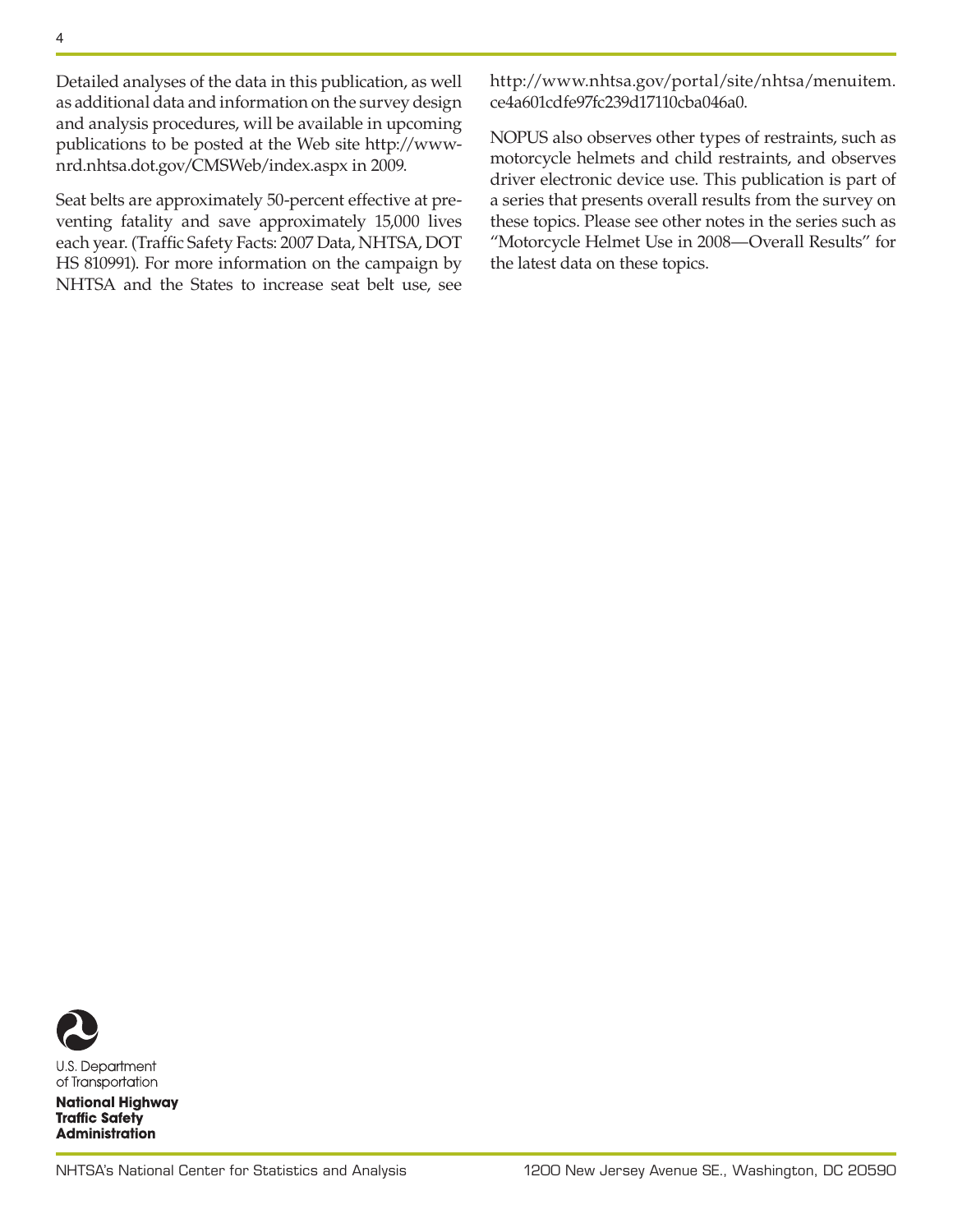Detailed analyses of the data in this publication, as well as additional data and information on the survey design and analysis procedures, will be available in upcoming publications to be posted at the Web site http://www-nrd.nhtsa.dot.gov/CMSWeb/index.aspx in 2009.

Seat belts are approximately 50-percent effective at preventing fatality and save approximately 15,000 lives each year. (Traffic Safety Facts: 2007 Data, NHTSA, DOT HS 810991). For more information on the campaign by NHTSA and the States to increase seat belt use, see http://www.nhtsa.gov/portal/site/nhtsa/menuitem.ce4a601cdfe97fc239d17110cba046a0.

NOPUS also observes other types of restraints, such as motorcycle helmets and child restraints, and observes driver electronic device use. This publication is part of a series that presents overall results from the survey on these topics. Please see other notes in the series such as "Motorcycle Helmet Use in 2008—Overall Results" for the latest data on these topics.

U.S. Department of Transportation

**National Highway Traffic Safety Administration**

NHTSA's National Center for Statistics and Analysis 1200 New Jersey Avenue SE., Washington, DC 20590